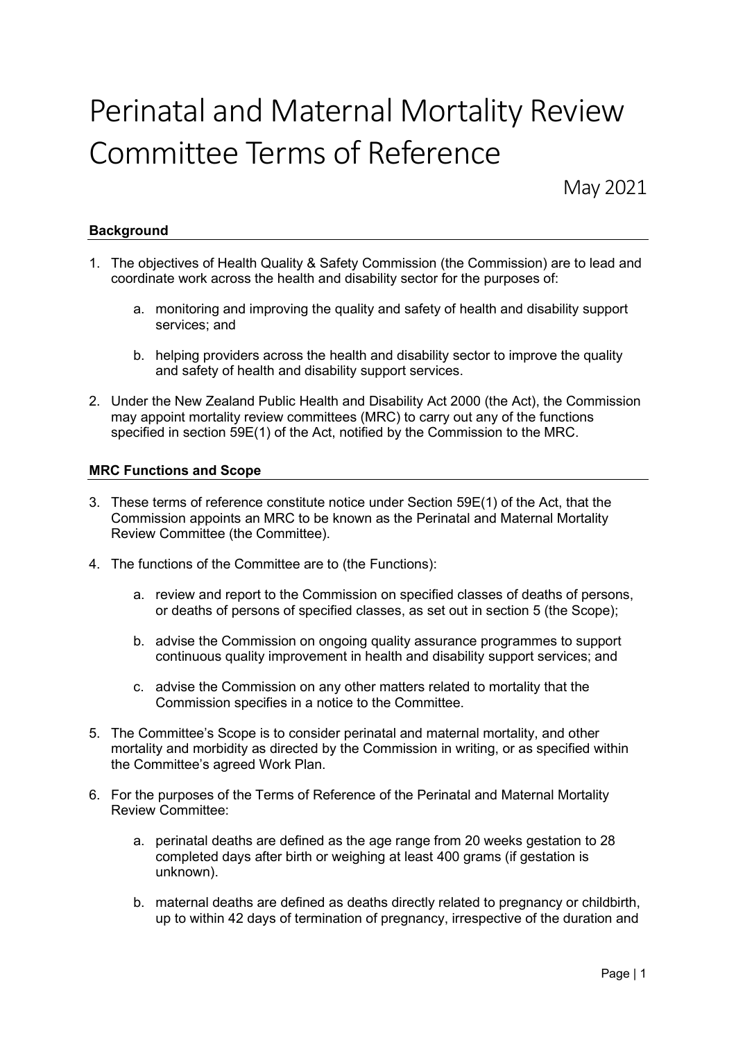# Perinatal and Maternal Mortality Review Committee Terms of Reference

May 2021

## Background

1. The objectives of Health Quality & Safety Commission (the Commission) are to lead and coordinate work across the health and disability sector for the purposes of:

    a. monitoring and improving the quality and safety of health and disability support services; and

    b. helping providers across the health and disability sector to improve the quality and safety of health and disability support services.

2. Under the New Zealand Public Health and Disability Act 2000 (the Act), the Commission may appoint mortality review committees (MRC) to carry out any of the functions specified in section 59E(1) of the Act, notified by the Commission to the MRC.

## MRC Functions and Scope

3. These terms of reference constitute notice under Section 59E(1) of the Act, that the Commission appoints an MRC to be known as the Perinatal and Maternal Mortality Review Committee (the Committee).

4. The functions of the Committee are to (the Functions):

    a. review and report to the Commission on specified classes of deaths of persons, or deaths of persons of specified classes, as set out in section 5 (the Scope);

    b. advise the Commission on ongoing quality assurance programmes to support continuous quality improvement in health and disability support services; and

    c. advise the Commission on any other matters related to mortality that the Commission specifies in a notice to the Committee.

5. The Committee's Scope is to consider perinatal and maternal mortality, and other mortality and morbidity as directed by the Commission in writing, or as specified within the Committee's agreed Work Plan.

6. For the purposes of the Terms of Reference of the Perinatal and Maternal Mortality Review Committee:

    a. perinatal deaths are defined as the age range from 20 weeks gestation to 28 completed days after birth or weighing at least 400 grams (if gestation is unknown).

    b. maternal deaths are defined as deaths directly related to pregnancy or childbirth, up to within 42 days of termination of pregnancy, irrespective of the duration and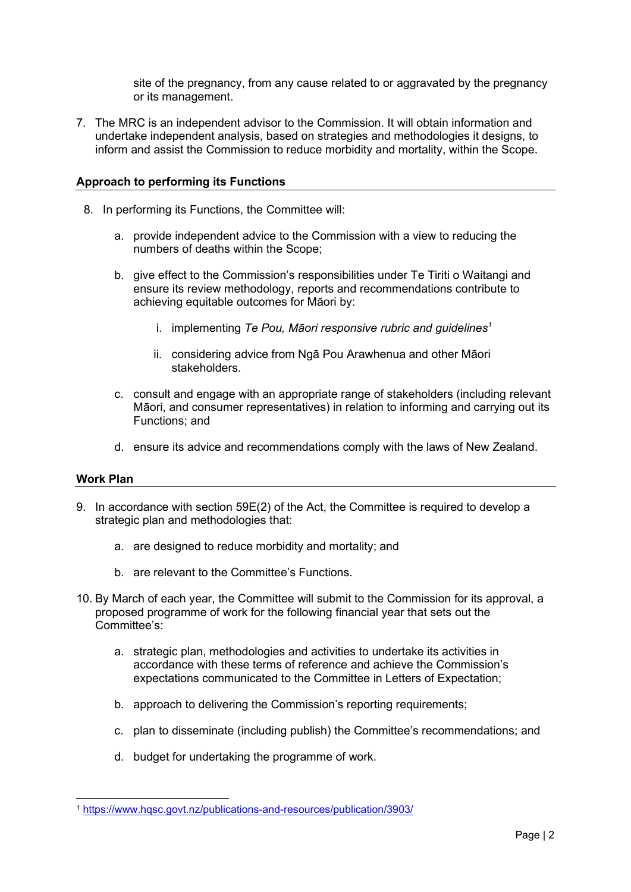site of the pregnancy, from any cause related to or aggravated by the pregnancy or its management.

7. The MRC is an independent advisor to the Commission. It will obtain information and undertake independent analysis, based on strategies and methodologies it designs, to inform and assist the Commission to reduce morbidity and mortality, within the Scope.

## Approach to performing its Functions

8. In performing its Functions, the Committee will:

   a. provide independent advice to the Commission with a view to reducing the numbers of deaths within the Scope;

   b. give effect to the Commission's responsibilities under Te Tiriti o Waitangi and ensure its review methodology, reports and recommendations contribute to achieving equitable outcomes for Māori by:

      i. implementing *Te Pou, Māori responsive rubric and guidelines*[1]

      ii. considering advice from Ngā Pou Arawhenua and other Māori stakeholders.

   c. consult and engage with an appropriate range of stakeholders (including relevant Māori, and consumer representatives) in relation to informing and carrying out its Functions; and

   d. ensure its advice and recommendations comply with the laws of New Zealand.

## Work Plan

9. In accordance with section 59E(2) of the Act, the Committee is required to develop a strategic plan and methodologies that:

   a. are designed to reduce morbidity and mortality; and

   b. are relevant to the Committee's Functions.

10. By March of each year, the Committee will submit to the Commission for its approval, a proposed programme of work for the following financial year that sets out the Committee's:

    a. strategic plan, methodologies and activities to undertake its activities in accordance with these terms of reference and achieve the Commission's expectations communicated to the Committee in Letters of Expectation;

    b. approach to delivering the Commission's reporting requirements;

    c. plan to disseminate (including publish) the Committee's recommendations; and

    d. budget for undertaking the programme of work.

---

[1] https://www.hqsc.govt.nz/publications-and-resources/publication/3903/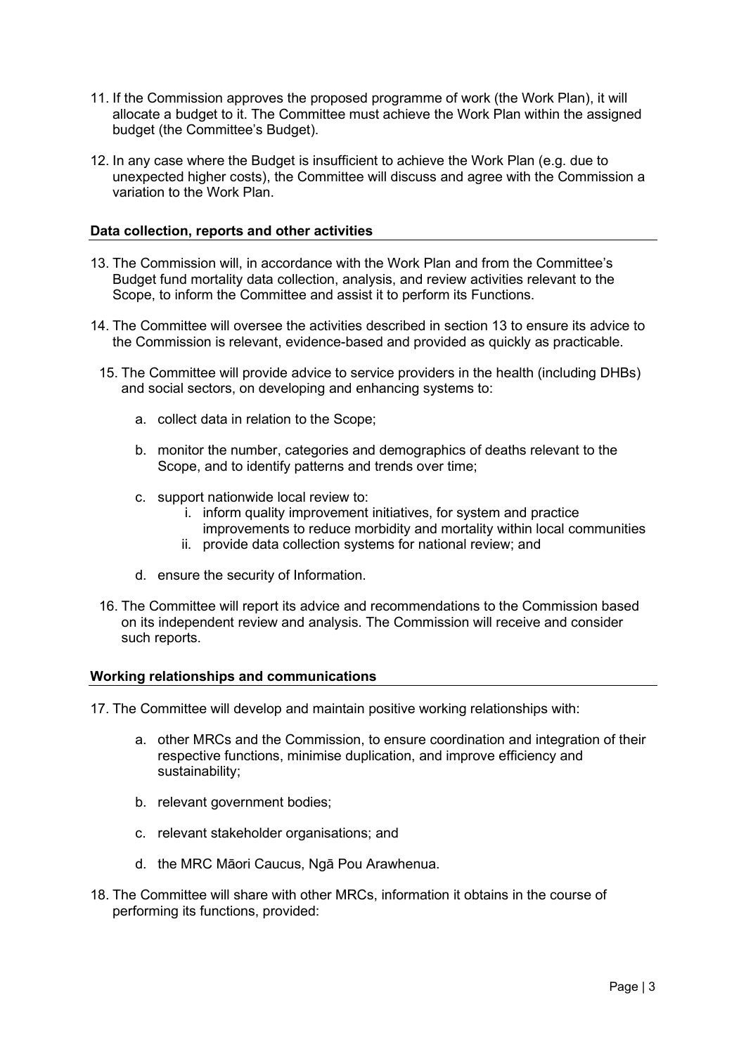11. If the Commission approves the proposed programme of work (the Work Plan), it will allocate a budget to it. The Committee must achieve the Work Plan within the assigned budget (the Committee's Budget).

12. In any case where the Budget is insufficient to achieve the Work Plan (e.g. due to unexpected higher costs), the Committee will discuss and agree with the Commission a variation to the Work Plan.

**Data collection, reports and other activities**

13. The Commission will, in accordance with the Work Plan and from the Committee's Budget fund mortality data collection, analysis, and review activities relevant to the Scope, to inform the Committee and assist it to perform its Functions.

14. The Committee will oversee the activities described in section 13 to ensure its advice to the Commission is relevant, evidence-based and provided as quickly as practicable.

15. The Committee will provide advice to service providers in the health (including DHBs) and social sectors, on developing and enhancing systems to:

    a. collect data in relation to the Scope;

    b. monitor the number, categories and demographics of deaths relevant to the Scope, and to identify patterns and trends over time;

    c. support nationwide local review to:
        i. inform quality improvement initiatives, for system and practice improvements to reduce morbidity and mortality within local communities
        ii. provide data collection systems for national review; and

    d. ensure the security of Information.

16. The Committee will report its advice and recommendations to the Commission based on its independent review and analysis. The Commission will receive and consider such reports.

**Working relationships and communications**

17. The Committee will develop and maintain positive working relationships with:

    a. other MRCs and the Commission, to ensure coordination and integration of their respective functions, minimise duplication, and improve efficiency and sustainability;

    b. relevant government bodies;

    c. relevant stakeholder organisations; and

    d. the MRC Māori Caucus, Ngā Pou Arawhenua.

18. The Committee will share with other MRCs, information it obtains in the course of performing its functions, provided: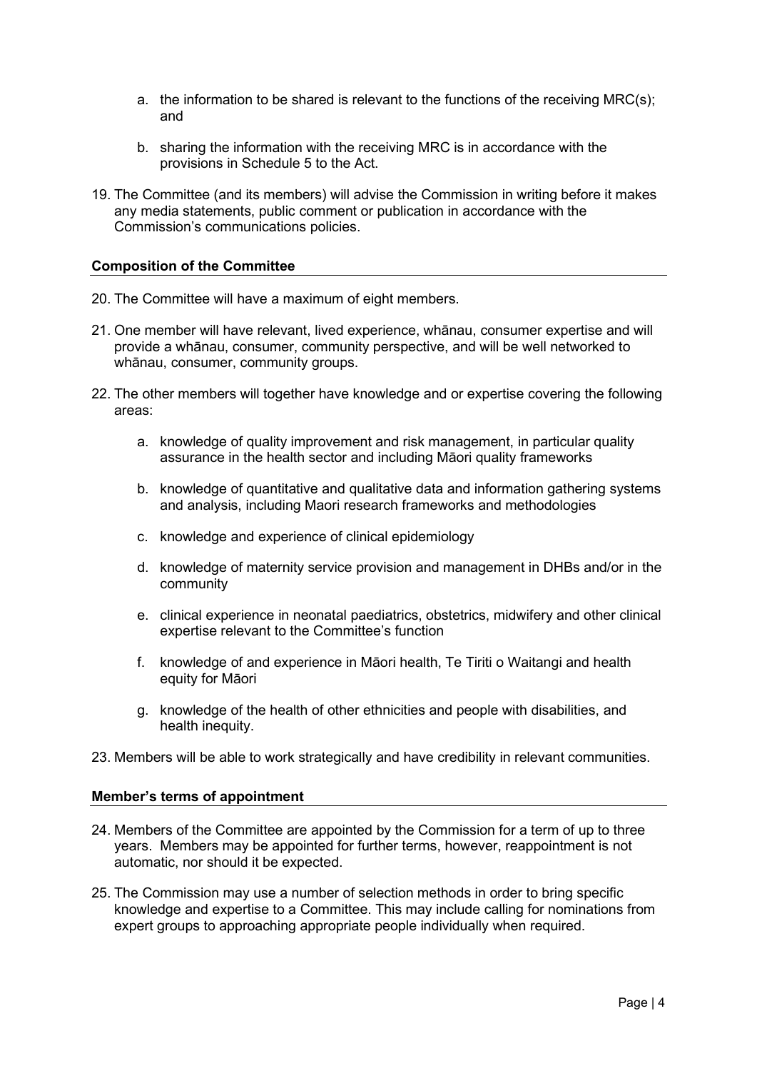a. the information to be shared is relevant to the functions of the receiving MRC(s); and

b. sharing the information with the receiving MRC is in accordance with the provisions in Schedule 5 to the Act.

19. The Committee (and its members) will advise the Commission in writing before it makes any media statements, public comment or publication in accordance with the Commission's communications policies.

## Composition of the Committee

20. The Committee will have a maximum of eight members.

21. One member will have relevant, lived experience, whānau, consumer expertise and will provide a whānau, consumer, community perspective, and will be well networked to whānau, consumer, community groups.

22. The other members will together have knowledge and or expertise covering the following areas:

    a. knowledge of quality improvement and risk management, in particular quality assurance in the health sector and including Māori quality frameworks

    b. knowledge of quantitative and qualitative data and information gathering systems and analysis, including Maori research frameworks and methodologies

    c. knowledge and experience of clinical epidemiology

    d. knowledge of maternity service provision and management in DHBs and/or in the community

    e. clinical experience in neonatal paediatrics, obstetrics, midwifery and other clinical expertise relevant to the Committee's function

    f. knowledge of and experience in Māori health, Te Tiriti o Waitangi and health equity for Māori

    g. knowledge of the health of other ethnicities and people with disabilities, and health inequity.

23. Members will be able to work strategically and have credibility in relevant communities.

## Member's terms of appointment

24. Members of the Committee are appointed by the Commission for a term of up to three years. Members may be appointed for further terms, however, reappointment is not automatic, nor should it be expected.

25. The Commission may use a number of selection methods in order to bring specific knowledge and expertise to a Committee. This may include calling for nominations from expert groups to approaching appropriate people individually when required.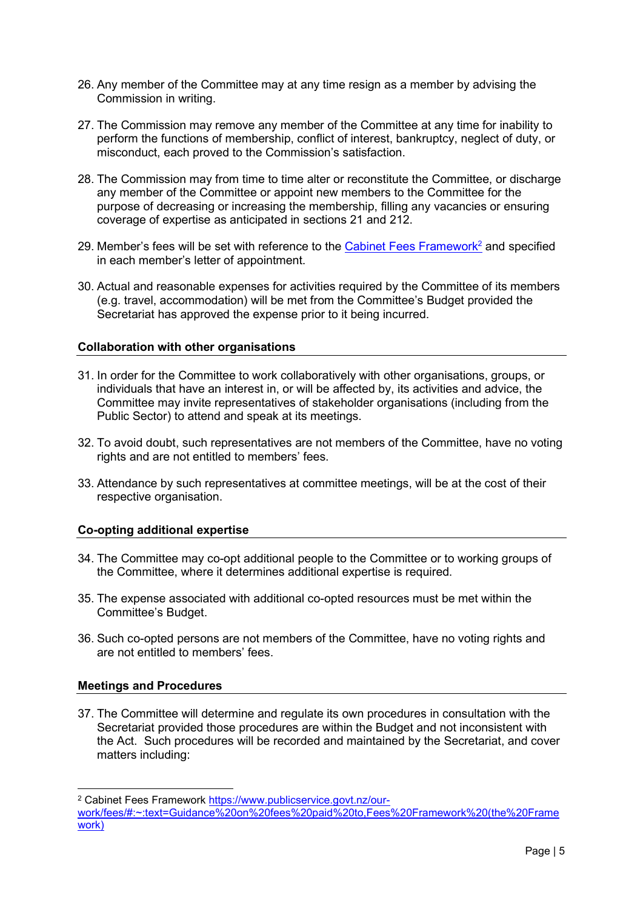26. Any member of the Committee may at any time resign as a member by advising the Commission in writing.

27. The Commission may remove any member of the Committee at any time for inability to perform the functions of membership, conflict of interest, bankruptcy, neglect of duty, or misconduct, each proved to the Commission's satisfaction.

28. The Commission may from time to time alter or reconstitute the Committee, or discharge any member of the Committee or appoint new members to the Committee for the purpose of decreasing or increasing the membership, filling any vacancies or ensuring coverage of expertise as anticipated in sections 21 and 212.

29. Member's fees will be set with reference to the [Cabinet Fees Framework](https://www.publicservice.govt.nz/our-work/fees/#:~:text=Guidance%20on%20fees%20paid%20to,Fees%20Framework%20(the%20Framework))[2] and specified in each member's letter of appointment.

30. Actual and reasonable expenses for activities required by the Committee of its members (e.g. travel, accommodation) will be met from the Committee's Budget provided the Secretariat has approved the expense prior to it being incurred.

## Collaboration with other organisations

31. In order for the Committee to work collaboratively with other organisations, groups, or individuals that have an interest in, or will be affected by, its activities and advice, the Committee may invite representatives of stakeholder organisations (including from the Public Sector) to attend and speak at its meetings.

32. To avoid doubt, such representatives are not members of the Committee, have no voting rights and are not entitled to members' fees.

33. Attendance by such representatives at committee meetings, will be at the cost of their respective organisation.

## Co-opting additional expertise

34. The Committee may co-opt additional people to the Committee or to working groups of the Committee, where it determines additional expertise is required.

35. The expense associated with additional co-opted resources must be met within the Committee's Budget.

36. Such co-opted persons are not members of the Committee, have no voting rights and are not entitled to members' fees.

## Meetings and Procedures

37. The Committee will determine and regulate its own procedures in consultation with the Secretariat provided those procedures are within the Budget and not inconsistent with the Act. Such procedures will be recorded and maintained by the Secretariat, and cover matters including:

---

[2] Cabinet Fees Framework [https://www.publicservice.govt.nz/our-work/fees/#:~:text=Guidance%20on%20fees%20paid%20to,Fees%20Framework%20(the%20Framework)](https://www.publicservice.govt.nz/our-work/fees/#:~:text=Guidance%20on%20fees%20paid%20to,Fees%20Framework%20(the%20Framework))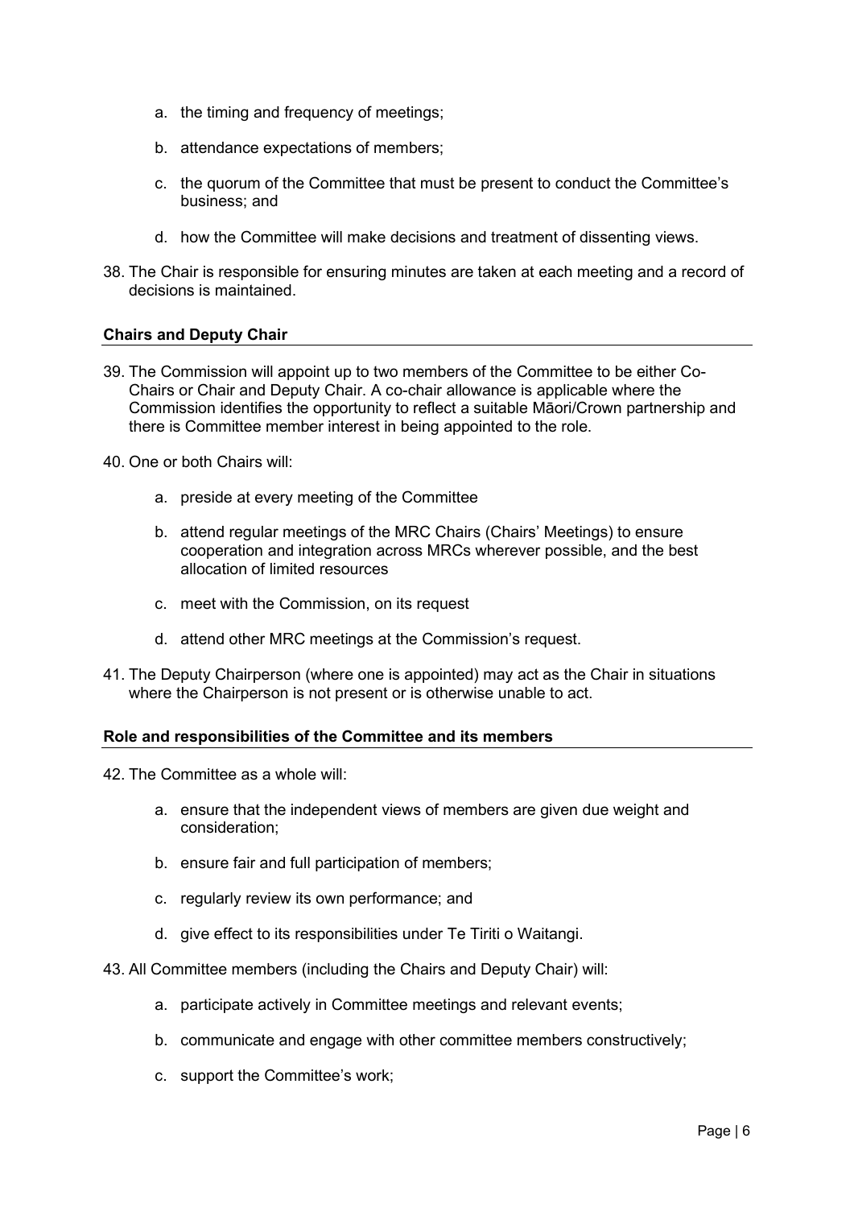a. the timing and frequency of meetings;

   b. attendance expectations of members;

   c. the quorum of the Committee that must be present to conduct the Committee's business; and

   d. how the Committee will make decisions and treatment of dissenting views.

38. The Chair is responsible for ensuring minutes are taken at each meeting and a record of decisions is maintained.

**Chairs and Deputy Chair**

39. The Commission will appoint up to two members of the Committee to be either Co-Chairs or Chair and Deputy Chair. A co-chair allowance is applicable where the Commission identifies the opportunity to reflect a suitable Māori/Crown partnership and there is Committee member interest in being appointed to the role.

40. One or both Chairs will:

   a. preside at every meeting of the Committee

   b. attend regular meetings of the MRC Chairs (Chairs' Meetings) to ensure cooperation and integration across MRCs wherever possible, and the best allocation of limited resources

   c. meet with the Commission, on its request

   d. attend other MRC meetings at the Commission's request.

41. The Deputy Chairperson (where one is appointed) may act as the Chair in situations where the Chairperson is not present or is otherwise unable to act.

**Role and responsibilities of the Committee and its members**

42. The Committee as a whole will:

   a. ensure that the independent views of members are given due weight and consideration;

   b. ensure fair and full participation of members;

   c. regularly review its own performance; and

   d. give effect to its responsibilities under Te Tiriti o Waitangi.

43. All Committee members (including the Chairs and Deputy Chair) will:

   a. participate actively in Committee meetings and relevant events;

   b. communicate and engage with other committee members constructively;

   c. support the Committee's work;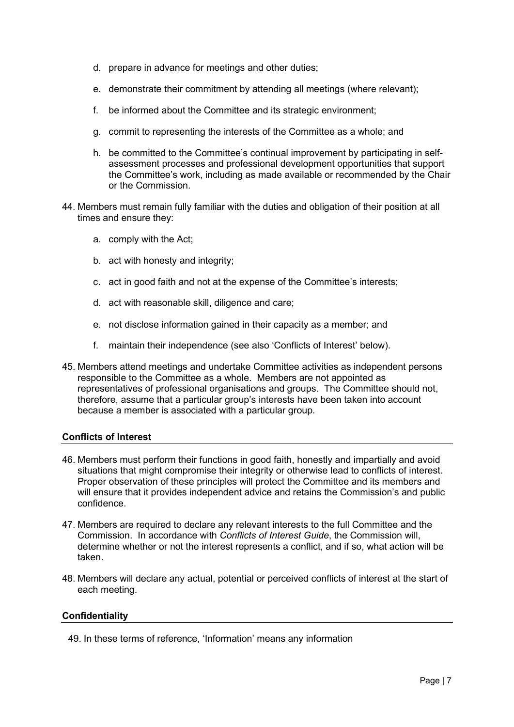d. prepare in advance for meetings and other duties;

e. demonstrate their commitment by attending all meetings (where relevant);

f. be informed about the Committee and its strategic environment;

g. commit to representing the interests of the Committee as a whole; and

h. be committed to the Committee's continual improvement by participating in self-assessment processes and professional development opportunities that support the Committee's work, including as made available or recommended by the Chair or the Commission.

44. Members must remain fully familiar with the duties and obligation of their position at all times and ensure they:

    a. comply with the Act;

    b. act with honesty and integrity;

    c. act in good faith and not at the expense of the Committee's interests;

    d. act with reasonable skill, diligence and care;

    e. not disclose information gained in their capacity as a member; and

    f. maintain their independence (see also 'Conflicts of Interest' below).

45. Members attend meetings and undertake Committee activities as independent persons responsible to the Committee as a whole. Members are not appointed as representatives of professional organisations and groups. The Committee should not, therefore, assume that a particular group's interests have been taken into account because a member is associated with a particular group.

**Conflicts of Interest**

46. Members must perform their functions in good faith, honestly and impartially and avoid situations that might compromise their integrity or otherwise lead to conflicts of interest. Proper observation of these principles will protect the Committee and its members and will ensure that it provides independent advice and retains the Commission's and public confidence.

47. Members are required to declare any relevant interests to the full Committee and the Commission. In accordance with *Conflicts of Interest Guide*, the Commission will, determine whether or not the interest represents a conflict, and if so, what action will be taken.

48. Members will declare any actual, potential or perceived conflicts of interest at the start of each meeting.

**Confidentiality**

49. In these terms of reference, 'Information' means any information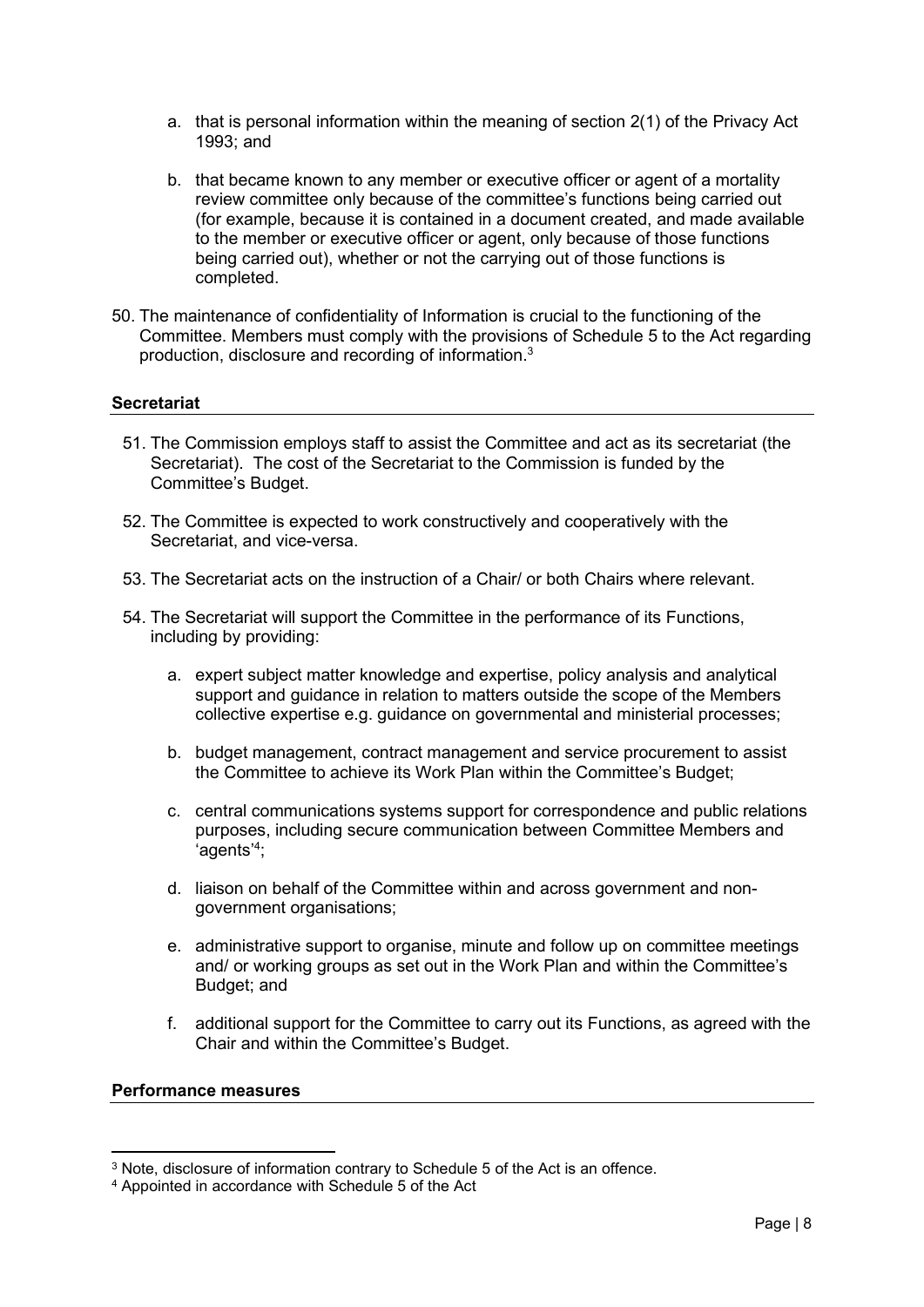a. that is personal information within the meaning of section 2(1) of the Privacy Act 1993; and

b. that became known to any member or executive officer or agent of a mortality review committee only because of the committee's functions being carried out (for example, because it is contained in a document created, and made available to the member or executive officer or agent, only because of those functions being carried out), whether or not the carrying out of those functions is completed.

50. The maintenance of confidentiality of Information is crucial to the functioning of the Committee. Members must comply with the provisions of Schedule 5 to the Act regarding production, disclosure and recording of information.[3]

**Secretariat**

51. The Commission employs staff to assist the Committee and act as its secretariat (the Secretariat). The cost of the Secretariat to the Commission is funded by the Committee's Budget.

52. The Committee is expected to work constructively and cooperatively with the Secretariat, and vice-versa.

53. The Secretariat acts on the instruction of a Chair/ or both Chairs where relevant.

54. The Secretariat will support the Committee in the performance of its Functions, including by providing:

    a. expert subject matter knowledge and expertise, policy analysis and analytical support and guidance in relation to matters outside the scope of the Members collective expertise e.g. guidance on governmental and ministerial processes;

    b. budget management, contract management and service procurement to assist the Committee to achieve its Work Plan within the Committee's Budget;

    c. central communications systems support for correspondence and public relations purposes, including secure communication between Committee Members and 'agents'[4];

    d. liaison on behalf of the Committee within and across government and non-government organisations;

    e. administrative support to organise, minute and follow up on committee meetings and/ or working groups as set out in the Work Plan and within the Committee's Budget; and

    f. additional support for the Committee to carry out its Functions, as agreed with the Chair and within the Committee's Budget.

**Performance measures**

---

[3] Note, disclosure of information contrary to Schedule 5 of the Act is an offence.

[4] Appointed in accordance with Schedule 5 of the Act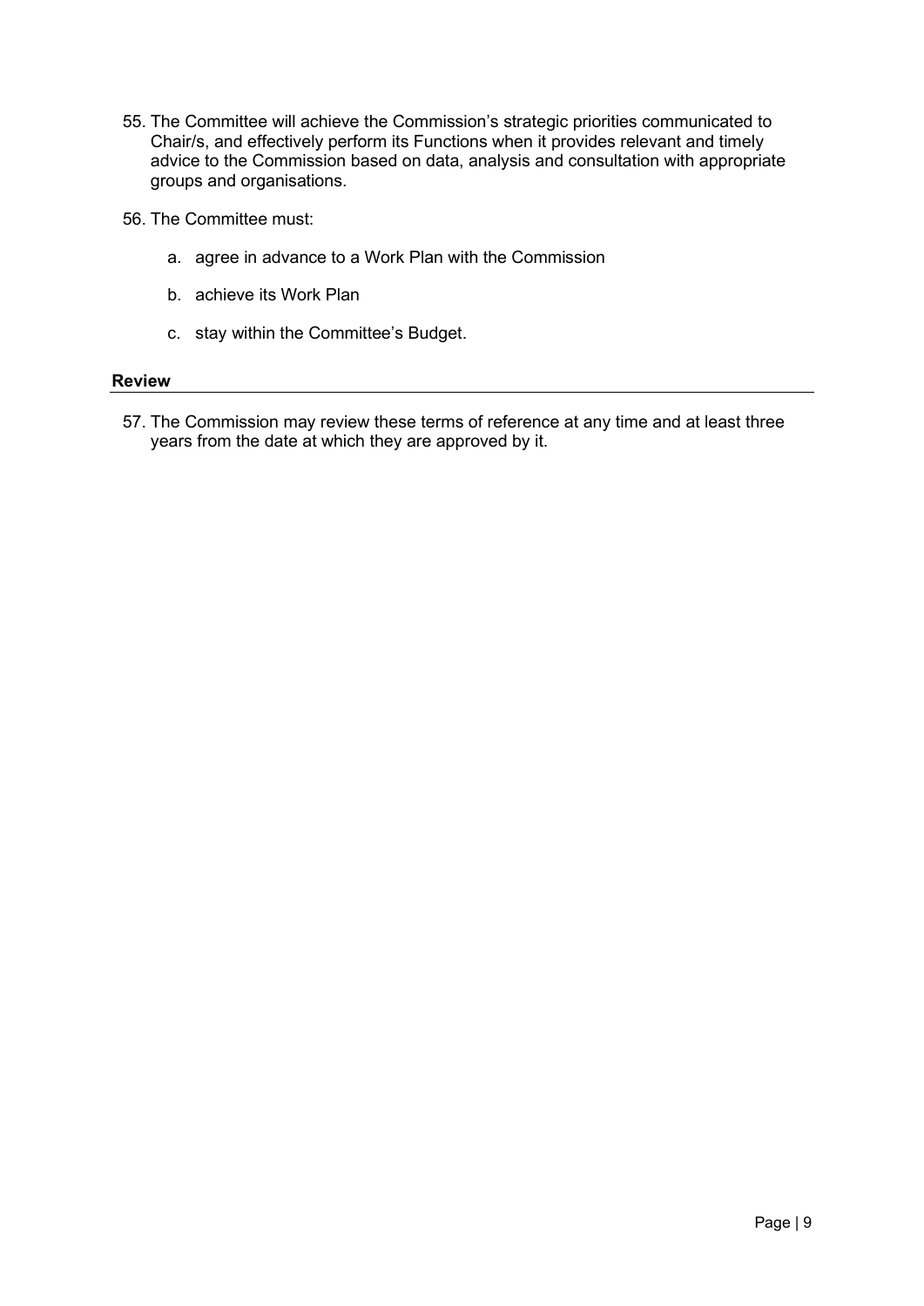55. The Committee will achieve the Commission's strategic priorities communicated to Chair/s, and effectively perform its Functions when it provides relevant and timely advice to the Commission based on data, analysis and consultation with appropriate groups and organisations.

56. The Committee must:

    a. agree in advance to a Work Plan with the Commission

    b. achieve its Work Plan

    c. stay within the Committee's Budget.

## Review

57. The Commission may review these terms of reference at any time and at least three years from the date at which they are approved by it.